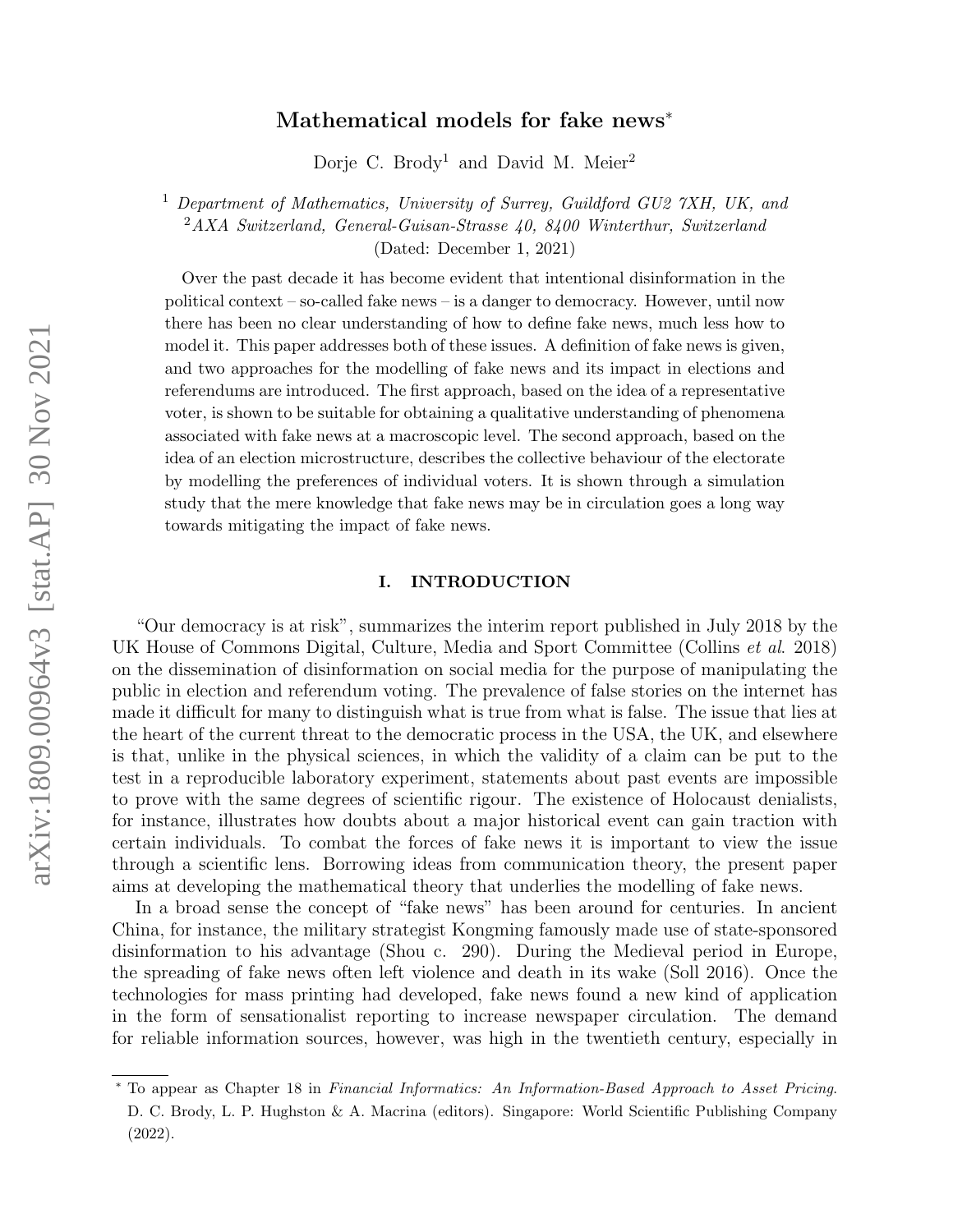# Mathematical models for fake news*

Dorje C. Brody[1] and David M. Meier[2]

[1] *Department of Mathematics, University of Surrey, Guildford GU2 7XH, UK, and*
[2] *AXA Switzerland, General-Guisan-Strasse 40, 8400 Winterthur, Switzerland*
(Dated: December 1, 2021)

Over the past decade it has become evident that intentional disinformation in the political context – so-called fake news – is a danger to democracy. However, until now there has been no clear understanding of how to define fake news, much less how to model it. This paper addresses both of these issues. A definition of fake news is given, and two approaches for the modelling of fake news and its impact in elections and referendums are introduced. The first approach, based on the idea of a representative voter, is shown to be suitable for obtaining a qualitative understanding of phenomena associated with fake news at a macroscopic level. The second approach, based on the idea of an election microstructure, describes the collective behaviour of the electorate by modelling the preferences of individual voters. It is shown through a simulation study that the mere knowledge that fake news may be in circulation goes a long way towards mitigating the impact of fake news.

## I. INTRODUCTION

"Our democracy is at risk", summarizes the interim report published in July 2018 by the UK House of Commons Digital, Culture, Media and Sport Committee (Collins *et al*. 2018) on the dissemination of disinformation on social media for the purpose of manipulating the public in election and referendum voting. The prevalence of false stories on the internet has made it difficult for many to distinguish what is true from what is false. The issue that lies at the heart of the current threat to the democratic process in the USA, the UK, and elsewhere is that, unlike in the physical sciences, in which the validity of a claim can be put to the test in a reproducible laboratory experiment, statements about past events are impossible to prove with the same degrees of scientific rigour. The existence of Holocaust denialists, for instance, illustrates how doubts about a major historical event can gain traction with certain individuals. To combat the forces of fake news it is important to view the issue through a scientific lens. Borrowing ideas from communication theory, the present paper aims at developing the mathematical theory that underlies the modelling of fake news.

In a broad sense the concept of "fake news" has been around for centuries. In ancient China, for instance, the military strategist Kongming famously made use of state-sponsored disinformation to his advantage (Shou c. 290). During the Medieval period in Europe, the spreading of fake news often left violence and death in its wake (Soll 2016). Once the technologies for mass printing had developed, fake news found a new kind of application in the form of sensationalist reporting to increase newspaper circulation. The demand for reliable information sources, however, was high in the twentieth century, especially in

---

* To appear as Chapter 18 in *Financial Informatics: An Information-Based Approach to Asset Pricing*. D. C. Brody, L. P. Hughston & A. Macrina (editors). Singapore: World Scientific Publishing Company (2022).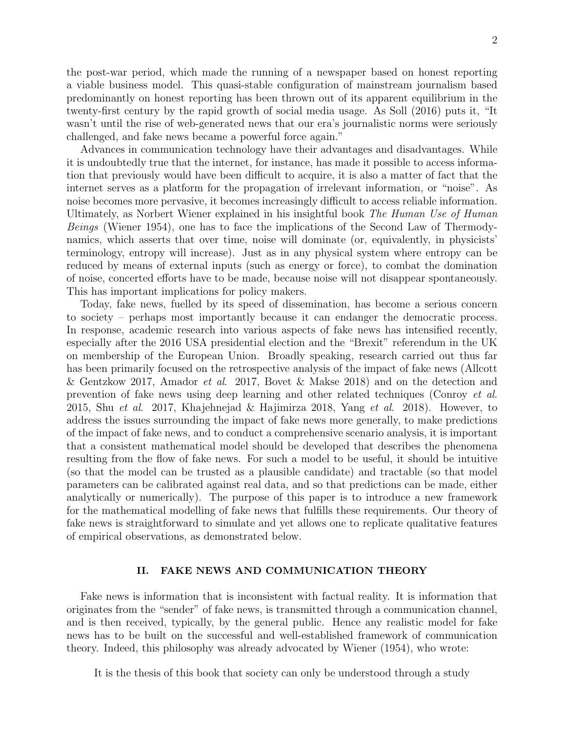the post-war period, which made the running of a newspaper based on honest reporting a viable business model. This quasi-stable configuration of mainstream journalism based predominantly on honest reporting has been thrown out of its apparent equilibrium in the twenty-first century by the rapid growth of social media usage. As Soll (2016) puts it, "It wasn't until the rise of web-generated news that our era's journalistic norms were seriously challenged, and fake news became a powerful force again."

Advances in communication technology have their advantages and disadvantages. While it is undoubtedly true that the internet, for instance, has made it possible to access information that previously would have been difficult to acquire, it is also a matter of fact that the internet serves as a platform for the propagation of irrelevant information, or "noise". As noise becomes more pervasive, it becomes increasingly difficult to access reliable information. Ultimately, as Norbert Wiener explained in his insightful book *The Human Use of Human Beings* (Wiener 1954), one has to face the implications of the Second Law of Thermodynamics, which asserts that over time, noise will dominate (or, equivalently, in physicists' terminology, entropy will increase). Just as in any physical system where entropy can be reduced by means of external inputs (such as energy or force), to combat the domination of noise, concerted efforts have to be made, because noise will not disappear spontaneously. This has important implications for policy makers.

Today, fake news, fuelled by its speed of dissemination, has become a serious concern to society – perhaps most importantly because it can endanger the democratic process. In response, academic research into various aspects of fake news has intensified recently, especially after the 2016 USA presidential election and the "Brexit" referendum in the UK on membership of the European Union. Broadly speaking, research carried out thus far has been primarily focused on the retrospective analysis of the impact of fake news (Allcott & Gentzkow 2017, Amador *et al*. 2017, Bovet & Makse 2018) and on the detection and prevention of fake news using deep learning and other related techniques (Conroy *et al*. 2015, Shu *et al*. 2017, Khajehnejad & Hajimirza 2018, Yang *et al*. 2018). However, to address the issues surrounding the impact of fake news more generally, to make predictions of the impact of fake news, and to conduct a comprehensive scenario analysis, it is important that a consistent mathematical model should be developed that describes the phenomena resulting from the flow of fake news. For such a model to be useful, it should be intuitive (so that the model can be trusted as a plausible candidate) and tractable (so that model parameters can be calibrated against real data, and so that predictions can be made, either analytically or numerically). The purpose of this paper is to introduce a new framework for the mathematical modelling of fake news that fulfills these requirements. Our theory of fake news is straightforward to simulate and yet allows one to replicate qualitative features of empirical observations, as demonstrated below.

## II. FAKE NEWS AND COMMUNICATION THEORY

Fake news is information that is inconsistent with factual reality. It is information that originates from the "sender" of fake news, is transmitted through a communication channel, and is then received, typically, by the general public. Hence any realistic model for fake news has to be built on the successful and well-established framework of communication theory. Indeed, this philosophy was already advocated by Wiener (1954), who wrote:

> It is the thesis of this book that society can only be understood through a study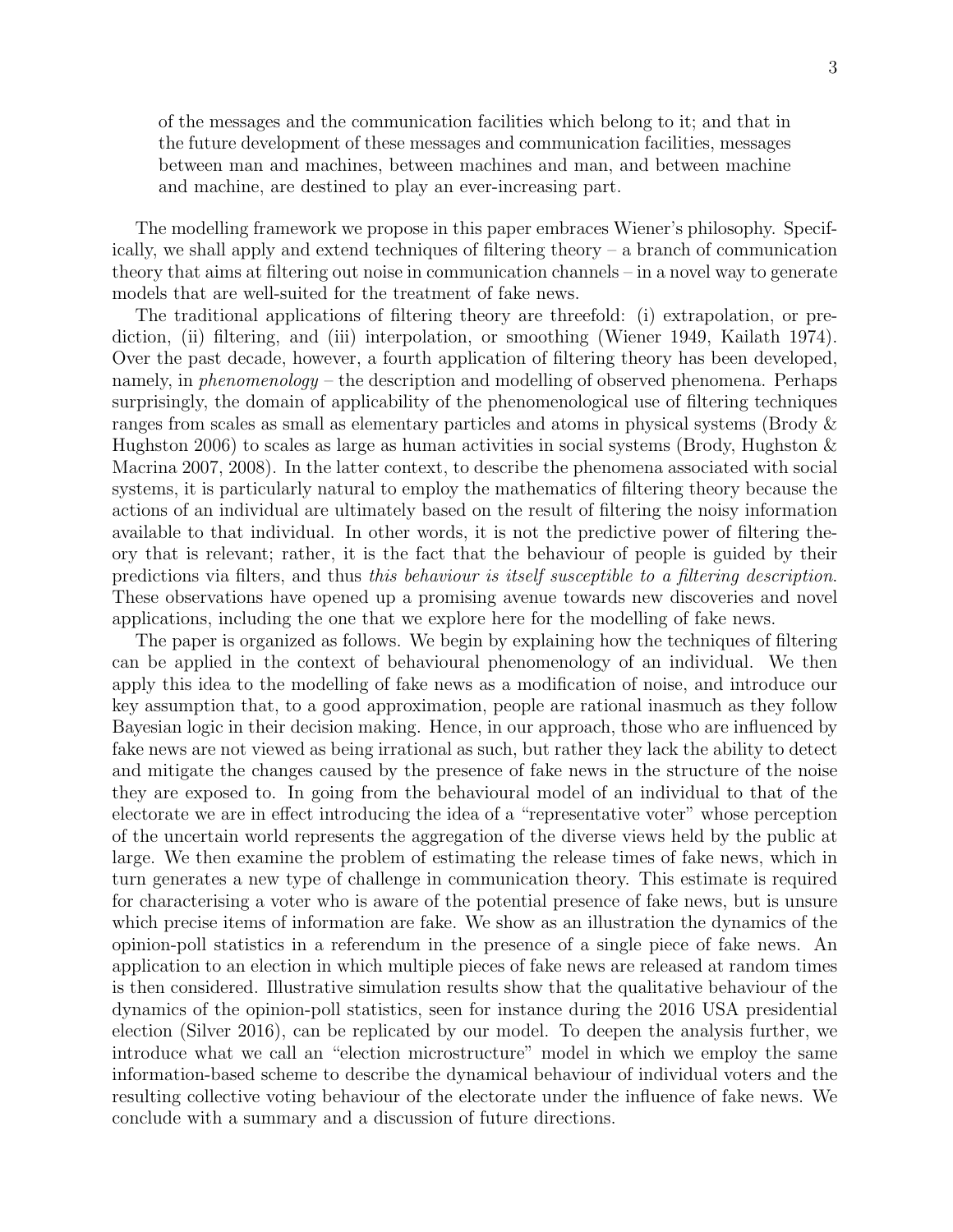> of the messages and the communication facilities which belong to it; and that in the future development of these messages and communication facilities, messages between man and machines, between machines and man, and between machine and machine, are destined to play an ever-increasing part.

The modelling framework we propose in this paper embraces Wiener's philosophy. Specifically, we shall apply and extend techniques of filtering theory – a branch of communication theory that aims at filtering out noise in communication channels – in a novel way to generate models that are well-suited for the treatment of fake news.

The traditional applications of filtering theory are threefold: (i) extrapolation, or prediction, (ii) filtering, and (iii) interpolation, or smoothing (Wiener 1949, Kailath 1974). Over the past decade, however, a fourth application of filtering theory has been developed, namely, in *phenomenology* – the description and modelling of observed phenomena. Perhaps surprisingly, the domain of applicability of the phenomenological use of filtering techniques ranges from scales as small as elementary particles and atoms in physical systems (Brody & Hughston 2006) to scales as large as human activities in social systems (Brody, Hughston & Macrina 2007, 2008). In the latter context, to describe the phenomena associated with social systems, it is particularly natural to employ the mathematics of filtering theory because the actions of an individual are ultimately based on the result of filtering the noisy information available to that individual. In other words, it is not the predictive power of filtering theory that is relevant; rather, it is the fact that the behaviour of people is guided by their predictions via filters, and thus *this behaviour is itself susceptible to a filtering description*. These observations have opened up a promising avenue towards new discoveries and novel applications, including the one that we explore here for the modelling of fake news.

The paper is organized as follows. We begin by explaining how the techniques of filtering can be applied in the context of behavioural phenomenology of an individual. We then apply this idea to the modelling of fake news as a modification of noise, and introduce our key assumption that, to a good approximation, people are rational inasmuch as they follow Bayesian logic in their decision making. Hence, in our approach, those who are influenced by fake news are not viewed as being irrational as such, but rather they lack the ability to detect and mitigate the changes caused by the presence of fake news in the structure of the noise they are exposed to. In going from the behavioural model of an individual to that of the electorate we are in effect introducing the idea of a "representative voter" whose perception of the uncertain world represents the aggregation of the diverse views held by the public at large. We then examine the problem of estimating the release times of fake news, which in turn generates a new type of challenge in communication theory. This estimate is required for characterising a voter who is aware of the potential presence of fake news, but is unsure which precise items of information are fake. We show as an illustration the dynamics of the opinion-poll statistics in a referendum in the presence of a single piece of fake news. An application to an election in which multiple pieces of fake news are released at random times is then considered. Illustrative simulation results show that the qualitative behaviour of the dynamics of the opinion-poll statistics, seen for instance during the 2016 USA presidential election (Silver 2016), can be replicated by our model. To deepen the analysis further, we introduce what we call an "election microstructure" model in which we employ the same information-based scheme to describe the dynamical behaviour of individual voters and the resulting collective voting behaviour of the electorate under the influence of fake news. We conclude with a summary and a discussion of future directions.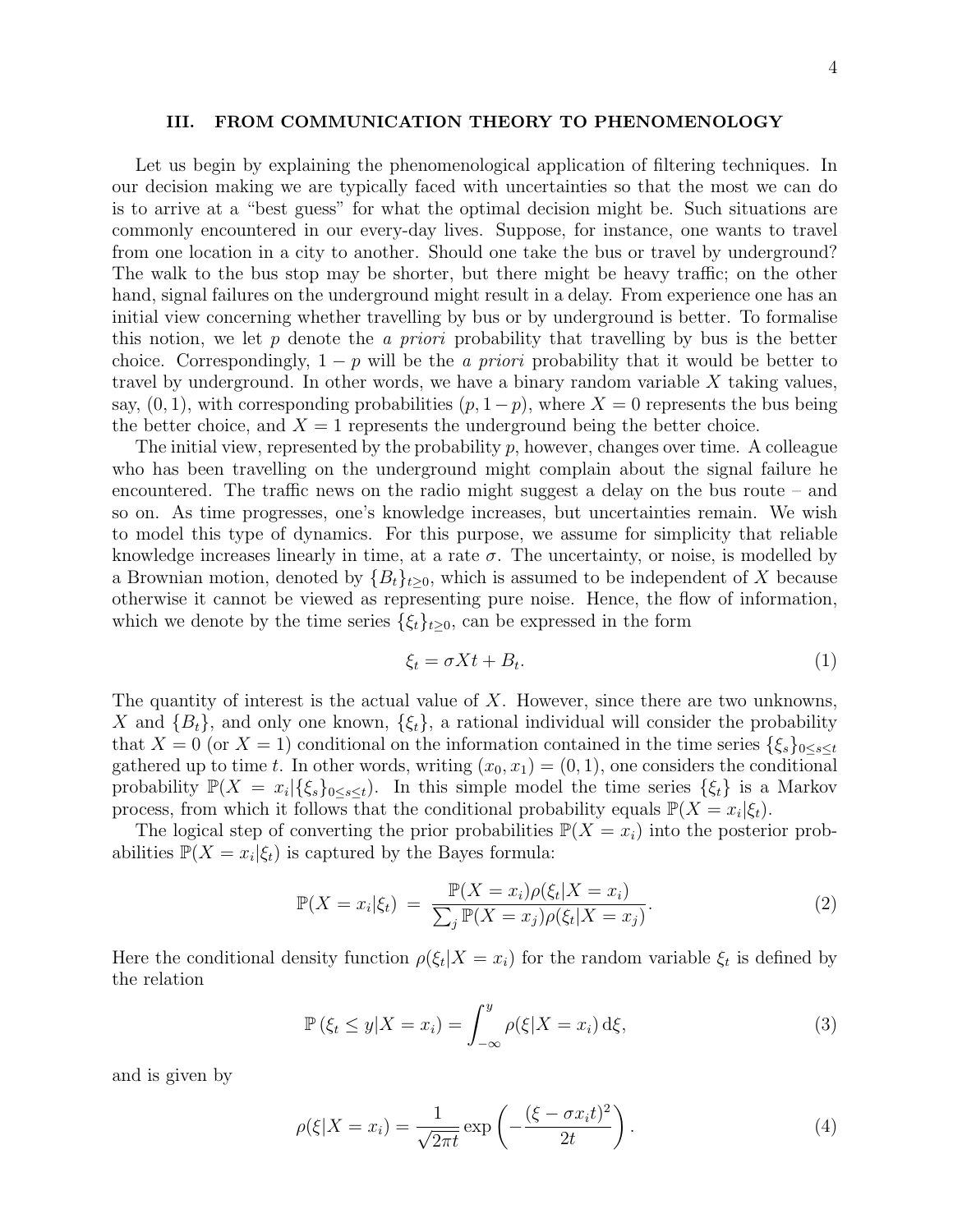## III. FROM COMMUNICATION THEORY TO PHENOMENOLOGY

Let us begin by explaining the phenomenological application of filtering techniques. In our decision making we are typically faced with uncertainties so that the most we can do is to arrive at a "best guess" for what the optimal decision might be. Such situations are commonly encountered in our every-day lives. Suppose, for instance, one wants to travel from one location in a city to another. Should one take the bus or travel by underground? The walk to the bus stop may be shorter, but there might be heavy traffic; on the other hand, signal failures on the underground might result in a delay. From experience one has an initial view concerning whether travelling by bus or by underground is better. To formalise this notion, we let $p$ denote the *a priori* probability that travelling by bus is the better choice. Correspondingly, $1-p$ will be the *a priori* probability that it would be better to travel by underground. In other words, we have a binary random variable $X$ taking values, say, $(0,1)$, with corresponding probabilities $(p, 1-p)$, where $X=0$ represents the bus being the better choice, and $X=1$ represents the underground being the better choice.

The initial view, represented by the probability $p$, however, changes over time. A colleague who has been travelling on the underground might complain about the signal failure he encountered. The traffic news on the radio might suggest a delay on the bus route – and so on. As time progresses, one's knowledge increases, but uncertainties remain. We wish to model this type of dynamics. For this purpose, we assume for simplicity that reliable knowledge increases linearly in time, at a rate $\sigma$. The uncertainty, or noise, is modelled by a Brownian motion, denoted by $\{B_t\}_{t\geq 0}$, which is assumed to be independent of $X$ because otherwise it cannot be viewed as representing pure noise. Hence, the flow of information, which we denote by the time series $\{\xi_t\}_{t\geq 0}$, can be expressed in the form

$$\xi_t = \sigma X t + B_t. \tag{1}$$

The quantity of interest is the actual value of $X$. However, since there are two unknowns, $X$ and $\{B_t\}$, and only one known, $\{\xi_t\}$, a rational individual will consider the probability that $X=0$ (or $X=1$) conditional on the information contained in the time series $\{\xi_s\}_{0\leq s\leq t}$ gathered up to time $t$. In other words, writing $(x_0, x_1) = (0,1)$, one considers the conditional probability $\mathbb{P}(X = x_i | \{\xi_s\}_{0\leq s\leq t})$. In this simple model the time series $\{\xi_t\}$ is a Markov process, from which it follows that the conditional probability equals $\mathbb{P}(X = x_i|\xi_t)$.

The logical step of converting the prior probabilities $\mathbb{P}(X = x_i)$ into the posterior probabilities $\mathbb{P}(X = x_i|\xi_t)$ is captured by the Bayes formula:

$$\mathbb{P}(X = x_i|\xi_t) \;=\; \frac{\mathbb{P}(X = x_i)\rho(\xi_t|X = x_i)}{\sum_j \mathbb{P}(X = x_j)\rho(\xi_t|X = x_j)}. \tag{2}$$

Here the conditional density function $\rho(\xi_t|X = x_i)$ for the random variable $\xi_t$ is defined by the relation

$$\mathbb{P}\left(\xi_t \leq y | X = x_i\right) = \int_{-\infty}^{y} \rho(\xi|X = x_i)\,\mathrm{d}\xi, \tag{3}$$

and is given by

$$\rho(\xi|X = x_i) = \frac{1}{\sqrt{2\pi t}} \exp\left(-\frac{(\xi - \sigma x_i t)^2}{2t}\right). \tag{4}$$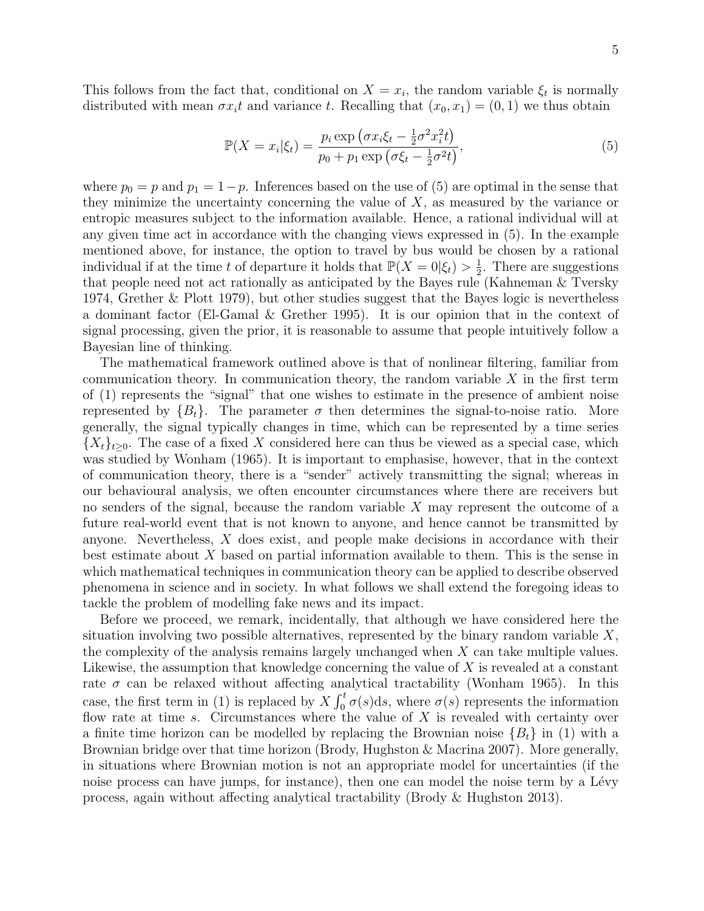This follows from the fact that, conditional on $X = x_i$, the random variable $\xi_t$ is normally distributed with mean $\sigma x_i t$ and variance $t$. Recalling that $(x_0, x_1) = (0, 1)$ we thus obtain

$$\mathbb{P}(X = x_i | \xi_t) = \frac{p_i \exp\left(\sigma x_i \xi_t - \frac{1}{2}\sigma^2 x_i^2 t\right)}{p_0 + p_1 \exp\left(\sigma \xi_t - \frac{1}{2}\sigma^2 t\right)}, \tag{5}$$

where $p_0 = p$ and $p_1 = 1 - p$. Inferences based on the use of (5) are optimal in the sense that they minimize the uncertainty concerning the value of $X$, as measured by the variance or entropic measures subject to the information available. Hence, a rational individual will at any given time act in accordance with the changing views expressed in (5). In the example mentioned above, for instance, the option to travel by bus would be chosen by a rational individual if at the time $t$ of departure it holds that $\mathbb{P}(X = 0|\xi_t) > \frac{1}{2}$. There are suggestions that people need not act rationally as anticipated by the Bayes rule (Kahneman & Tversky 1974, Grether & Plott 1979), but other studies suggest that the Bayes logic is nevertheless a dominant factor (El-Gamal & Grether 1995). It is our opinion that in the context of signal processing, given the prior, it is reasonable to assume that people intuitively follow a Bayesian line of thinking.

The mathematical framework outlined above is that of nonlinear filtering, familiar from communication theory. In communication theory, the random variable $X$ in the first term of (1) represents the "signal" that one wishes to estimate in the presence of ambient noise represented by $\{B_t\}$. The parameter $\sigma$ then determines the signal-to-noise ratio. More generally, the signal typically changes in time, which can be represented by a time series $\{X_t\}_{t \geq 0}$. The case of a fixed $X$ considered here can thus be viewed as a special case, which was studied by Wonham (1965). It is important to emphasise, however, that in the context of communication theory, there is a "sender" actively transmitting the signal; whereas in our behavioural analysis, we often encounter circumstances where there are receivers but no senders of the signal, because the random variable $X$ may represent the outcome of a future real-world event that is not known to anyone, and hence cannot be transmitted by anyone. Nevertheless, $X$ does exist, and people make decisions in accordance with their best estimate about $X$ based on partial information available to them. This is the sense in which mathematical techniques in communication theory can be applied to describe observed phenomena in science and in society. In what follows we shall extend the foregoing ideas to tackle the problem of modelling fake news and its impact.

Before we proceed, we remark, incidentally, that although we have considered here the situation involving two possible alternatives, represented by the binary random variable $X$, the complexity of the analysis remains largely unchanged when $X$ can take multiple values. Likewise, the assumption that knowledge concerning the value of $X$ is revealed at a constant rate $\sigma$ can be relaxed without affecting analytical tractability (Wonham 1965). In this case, the first term in (1) is replaced by $X \int_0^t \sigma(s)\mathrm{d}s$, where $\sigma(s)$ represents the information flow rate at time $s$. Circumstances where the value of $X$ is revealed with certainty over a finite time horizon can be modelled by replacing the Brownian noise $\{B_t\}$ in (1) with a Brownian bridge over that time horizon (Brody, Hughston & Macrina 2007). More generally, in situations where Brownian motion is not an appropriate model for uncertainties (if the noise process can have jumps, for instance), then one can model the noise term by a Lévy process, again without affecting analytical tractability (Brody & Hughston 2013).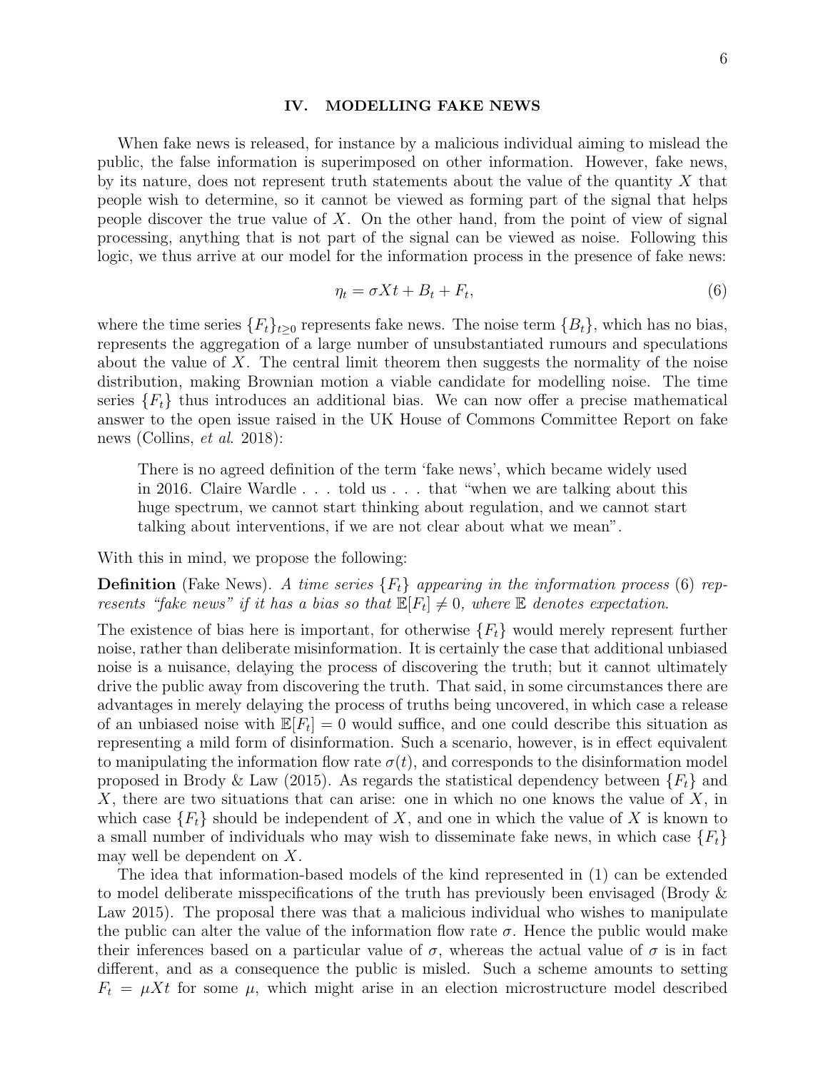## IV. MODELLING FAKE NEWS

When fake news is released, for instance by a malicious individual aiming to mislead the public, the false information is superimposed on other information. However, fake news, by its nature, does not represent truth statements about the value of the quantity $X$ that people wish to determine, so it cannot be viewed as forming part of the signal that helps people discover the true value of $X$. On the other hand, from the point of view of signal processing, anything that is not part of the signal can be viewed as noise. Following this logic, we thus arrive at our model for the information process in the presence of fake news:

$$\eta_t = \sigma X t + B_t + F_t, \tag{6}$$

where the time series $\{F_t\}_{t\geq 0}$ represents fake news. The noise term $\{B_t\}$, which has no bias, represents the aggregation of a large number of unsubstantiated rumours and speculations about the value of $X$. The central limit theorem then suggests the normality of the noise distribution, making Brownian motion a viable candidate for modelling noise. The time series $\{F_t\}$ thus introduces an additional bias. We can now offer a precise mathematical answer to the open issue raised in the UK House of Commons Committee Report on fake news (Collins, *et al*. 2018):

> There is no agreed definition of the term 'fake news', which became widely used in 2016. Claire Wardle . . . told us . . . that "when we are talking about this huge spectrum, we cannot start thinking about regulation, and we cannot start talking about interventions, if we are not clear about what we mean".

With this in mind, we propose the following:

**Definition** (Fake News). *A time series $\{F_t\}$ appearing in the information process* (6) *represents "fake news" if it has a bias so that $\mathbb{E}[F_t] \neq 0$, where $\mathbb{E}$ denotes expectation.*

The existence of bias here is important, for otherwise $\{F_t\}$ would merely represent further noise, rather than deliberate misinformation. It is certainly the case that additional unbiased noise is a nuisance, delaying the process of discovering the truth; but it cannot ultimately drive the public away from discovering the truth. That said, in some circumstances there are advantages in merely delaying the process of truths being uncovered, in which case a release of an unbiased noise with $\mathbb{E}[F_t] = 0$ would suffice, and one could describe this situation as representing a mild form of disinformation. Such a scenario, however, is in effect equivalent to manipulating the information flow rate $\sigma(t)$, and corresponds to the disinformation model proposed in Brody & Law (2015). As regards the statistical dependency between $\{F_t\}$ and $X$, there are two situations that can arise: one in which no one knows the value of $X$, in which case $\{F_t\}$ should be independent of $X$, and one in which the value of $X$ is known to a small number of individuals who may wish to disseminate fake news, in which case $\{F_t\}$ may well be dependent on $X$.

The idea that information-based models of the kind represented in (1) can be extended to model deliberate misspecifications of the truth has previously been envisaged (Brody & Law 2015). The proposal there was that a malicious individual who wishes to manipulate the public can alter the value of the information flow rate $\sigma$. Hence the public would make their inferences based on a particular value of $\sigma$, whereas the actual value of $\sigma$ is in fact different, and as a consequence the public is misled. Such a scheme amounts to setting $F_t = \mu X t$ for some $\mu$, which might arise in an election microstructure model described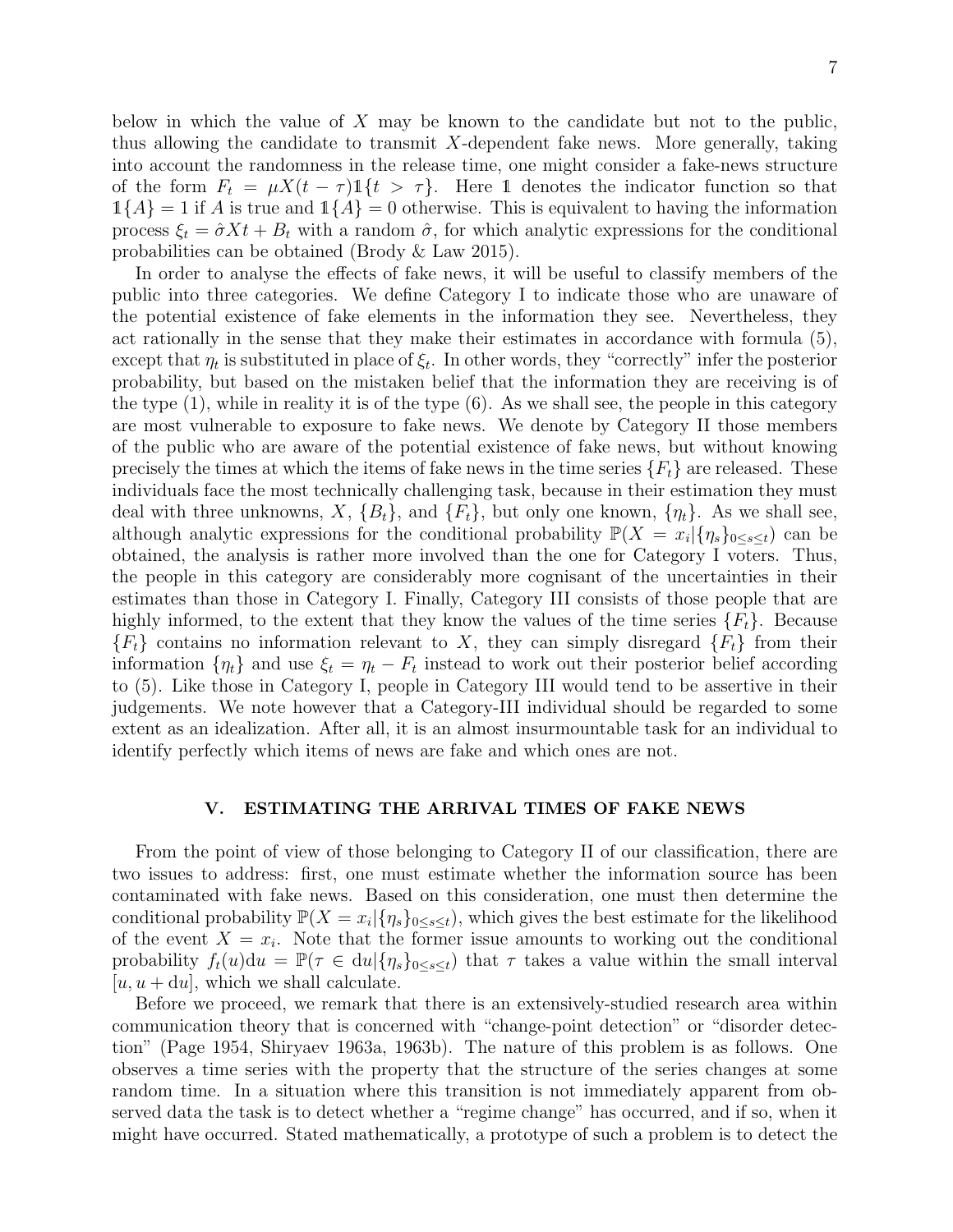below in which the value of $X$ may be known to the candidate but not to the public, thus allowing the candidate to transmit $X$-dependent fake news. More generally, taking into account the randomness in the release time, one might consider a fake-news structure of the form $F_t = \mu X(t-\tau)\mathbb{1}\{t > \tau\}$. Here $\mathbb{1}$ denotes the indicator function so that $\mathbb{1}\{A\} = 1$ if $A$ is true and $\mathbb{1}\{A\} = 0$ otherwise. This is equivalent to having the information process $\xi_t = \hat{\sigma}Xt + B_t$ with a random $\hat{\sigma}$, for which analytic expressions for the conditional probabilities can be obtained (Brody & Law 2015).

In order to analyse the effects of fake news, it will be useful to classify members of the public into three categories. We define Category I to indicate those who are unaware of the potential existence of fake elements in the information they see. Nevertheless, they act rationally in the sense that they make their estimates in accordance with formula (5), except that $\eta_t$ is substituted in place of $\xi_t$. In other words, they "correctly" infer the posterior probability, but based on the mistaken belief that the information they are receiving is of the type (1), while in reality it is of the type (6). As we shall see, the people in this category are most vulnerable to exposure to fake news. We denote by Category II those members of the public who are aware of the potential existence of fake news, but without knowing precisely the times at which the items of fake news in the time series $\{F_t\}$ are released. These individuals face the most technically challenging task, because in their estimation they must deal with three unknowns, $X$, $\{B_t\}$, and $\{F_t\}$, but only one known, $\{\eta_t\}$. As we shall see, although analytic expressions for the conditional probability $\mathbb{P}(X = x_i|\{\eta_s\}_{0\leq s\leq t})$ can be obtained, the analysis is rather more involved than the one for Category I voters. Thus, the people in this category are considerably more cognisant of the uncertainties in their estimates than those in Category I. Finally, Category III consists of those people that are highly informed, to the extent that they know the values of the time series $\{F_t\}$. Because $\{F_t\}$ contains no information relevant to $X$, they can simply disregard $\{F_t\}$ from their information $\{\eta_t\}$ and use $\xi_t = \eta_t - F_t$ instead to work out their posterior belief according to (5). Like those in Category I, people in Category III would tend to be assertive in their judgements. We note however that a Category-III individual should be regarded to some extent as an idealization. After all, it is an almost insurmountable task for an individual to identify perfectly which items of news are fake and which ones are not.

## V. ESTIMATING THE ARRIVAL TIMES OF FAKE NEWS

From the point of view of those belonging to Category II of our classification, there are two issues to address: first, one must estimate whether the information source has been contaminated with fake news. Based on this consideration, one must then determine the conditional probability $\mathbb{P}(X = x_i|\{\eta_s\}_{0\leq s\leq t})$, which gives the best estimate for the likelihood of the event $X = x_i$. Note that the former issue amounts to working out the conditional probability $f_t(u)\mathrm{d}u = \mathbb{P}(\tau \in \mathrm{d}u|\{\eta_s\}_{0\leq s\leq t})$ that $\tau$ takes a value within the small interval $[u, u + \mathrm{d}u]$, which we shall calculate.

Before we proceed, we remark that there is an extensively-studied research area within communication theory that is concerned with "change-point detection" or "disorder detection" (Page 1954, Shiryaev 1963a, 1963b). The nature of this problem is as follows. One observes a time series with the property that the structure of the series changes at some random time. In a situation where this transition is not immediately apparent from observed data the task is to detect whether a "regime change" has occurred, and if so, when it might have occurred. Stated mathematically, a prototype of such a problem is to detect the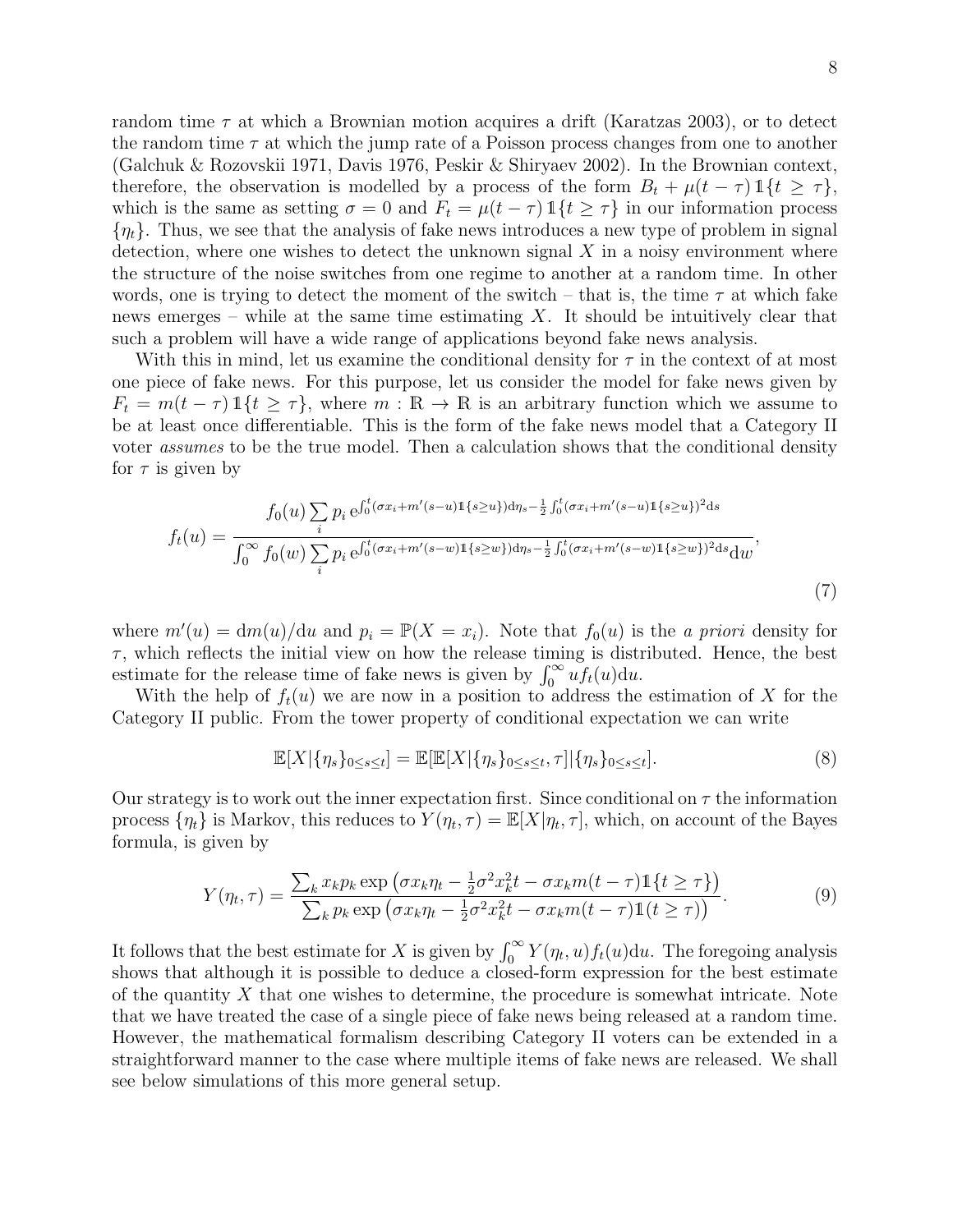random time $\tau$ at which a Brownian motion acquires a drift (Karatzas 2003), or to detect the random time $\tau$ at which the jump rate of a Poisson process changes from one to another (Galchuk & Rozovskii 1971, Davis 1976, Peskir & Shiryaev 2002). In the Brownian context, therefore, the observation is modelled by a process of the form $B_t + \mu(t-\tau)\,\mathbb{1}\{t \geq \tau\}$, which is the same as setting $\sigma = 0$ and $F_t = \mu(t-\tau)\,\mathbb{1}\{t \geq \tau\}$ in our information process $\{\eta_t\}$. Thus, we see that the analysis of fake news introduces a new type of problem in signal detection, where one wishes to detect the unknown signal $X$ in a noisy environment where the structure of the noise switches from one regime to another at a random time. In other words, one is trying to detect the moment of the switch – that is, the time $\tau$ at which fake news emerges – while at the same time estimating $X$. It should be intuitively clear that such a problem will have a wide range of applications beyond fake news analysis.

With this in mind, let us examine the conditional density for $\tau$ in the context of at most one piece of fake news. For this purpose, let us consider the model for fake news given by $F_t = m(t-\tau)\,\mathbb{1}\{t \geq \tau\}$, where $m : \mathbb{R} \to \mathbb{R}$ is an arbitrary function which we assume to be at least once differentiable. This is the form of the fake news model that a Category II voter *assumes* to be the true model. Then a calculation shows that the conditional density for $\tau$ is given by

$$f_t(u) = \frac{f_0(u)\sum_i p_i\,\mathrm{e}^{\int_0^t (\sigma x_i + m'(s-u)\mathbb{1}\{s\geq u\})\mathrm{d}\eta_s - \frac{1}{2}\int_0^t (\sigma x_i + m'(s-u)\mathbb{1}\{s\geq u\})^2 \mathrm{d}s}}{\int_0^\infty f_0(w)\sum_i p_i\,\mathrm{e}^{\int_0^t (\sigma x_i + m'(s-w)\mathbb{1}\{s\geq w\})\mathrm{d}\eta_s - \frac{1}{2}\int_0^t (\sigma x_i + m'(s-w)\mathbb{1}\{s\geq w\})^2 \mathrm{d}s}\mathrm{d}w}, \tag{7}$$

where $m'(u) = \mathrm{d}m(u)/\mathrm{d}u$ and $p_i = \mathbb{P}(X = x_i)$. Note that $f_0(u)$ is the *a priori* density for $\tau$, which reflects the initial view on how the release timing is distributed. Hence, the best estimate for the release time of fake news is given by $\int_0^\infty u f_t(u)\mathrm{d}u$.

With the help of $f_t(u)$ we are now in a position to address the estimation of $X$ for the Category II public. From the tower property of conditional expectation we can write

$$\mathbb{E}[X|\{\eta_s\}_{0\leq s\leq t}] = \mathbb{E}[\mathbb{E}[X|\{\eta_s\}_{0\leq s\leq t}, \tau]|\{\eta_s\}_{0\leq s\leq t}]. \tag{8}$$

Our strategy is to work out the inner expectation first. Since conditional on $\tau$ the information process $\{\eta_t\}$ is Markov, this reduces to $Y(\eta_t, \tau) = \mathbb{E}[X|\eta_t, \tau]$, which, on account of the Bayes formula, is given by

$$Y(\eta_t, \tau) = \frac{\sum_k x_k p_k \exp\left(\sigma x_k \eta_t - \frac{1}{2}\sigma^2 x_k^2 t - \sigma x_k m(t-\tau)\mathbb{1}\{t \geq \tau\}\right)}{\sum_k p_k \exp\left(\sigma x_k \eta_t - \frac{1}{2}\sigma^2 x_k^2 t - \sigma x_k m(t-\tau)\mathbb{1}(t \geq \tau)\right)}. \tag{9}$$

It follows that the best estimate for $X$ is given by $\int_0^\infty Y(\eta_t, u) f_t(u)\mathrm{d}u$. The foregoing analysis shows that although it is possible to deduce a closed-form expression for the best estimate of the quantity $X$ that one wishes to determine, the procedure is somewhat intricate. Note that we have treated the case of a single piece of fake news being released at a random time. However, the mathematical formalism describing Category II voters can be extended in a straightforward manner to the case where multiple items of fake news are released. We shall see below simulations of this more general setup.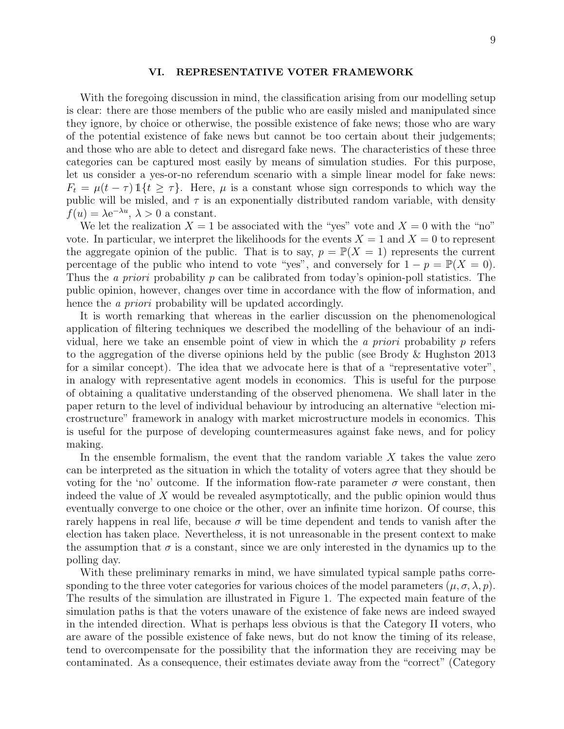## VI. REPRESENTATIVE VOTER FRAMEWORK

With the foregoing discussion in mind, the classification arising from our modelling setup is clear: there are those members of the public who are easily misled and manipulated since they ignore, by choice or otherwise, the possible existence of fake news; those who are wary of the potential existence of fake news but cannot be too certain about their judgements; and those who are able to detect and disregard fake news. The characteristics of these three categories can be captured most easily by means of simulation studies. For this purpose, let us consider a yes-or-no referendum scenario with a simple linear model for fake news: $F_t = \mu(t - \tau) \mathbb{1}\{t \geq \tau\}$. Here, $\mu$ is a constant whose sign corresponds to which way the public will be misled, and $\tau$ is an exponentially distributed random variable, with density $f(u) = \lambda e^{-\lambda u}$, $\lambda > 0$ a constant.

We let the realization $X = 1$ be associated with the "yes" vote and $X = 0$ with the "no" vote. In particular, we interpret the likelihoods for the events $X = 1$ and $X = 0$ to represent the aggregate opinion of the public. That is to say, $p = \mathbb{P}(X = 1)$ represents the current percentage of the public who intend to vote "yes", and conversely for $1 - p = \mathbb{P}(X = 0)$. Thus the *a priori* probability $p$ can be calibrated from today's opinion-poll statistics. The public opinion, however, changes over time in accordance with the flow of information, and hence the *a priori* probability will be updated accordingly.

It is worth remarking that whereas in the earlier discussion on the phenomenological application of filtering techniques we described the modelling of the behaviour of an individual, here we take an ensemble point of view in which the *a priori* probability $p$ refers to the aggregation of the diverse opinions held by the public (see Brody & Hughston 2013 for a similar concept). The idea that we advocate here is that of a "representative voter", in analogy with representative agent models in economics. This is useful for the purpose of obtaining a qualitative understanding of the observed phenomena. We shall later in the paper return to the level of individual behaviour by introducing an alternative "election microstructure" framework in analogy with market microstructure models in economics. This is useful for the purpose of developing countermeasures against fake news, and for policy making.

In the ensemble formalism, the event that the random variable $X$ takes the value zero can be interpreted as the situation in which the totality of voters agree that they should be voting for the 'no' outcome. If the information flow-rate parameter $\sigma$ were constant, then indeed the value of $X$ would be revealed asymptotically, and the public opinion would thus eventually converge to one choice or the other, over an infinite time horizon. Of course, this rarely happens in real life, because $\sigma$ will be time dependent and tends to vanish after the election has taken place. Nevertheless, it is not unreasonable in the present context to make the assumption that $\sigma$ is a constant, since we are only interested in the dynamics up to the polling day.

With these preliminary remarks in mind, we have simulated typical sample paths corresponding to the three voter categories for various choices of the model parameters $(\mu, \sigma, \lambda, p)$. The results of the simulation are illustrated in Figure 1. The expected main feature of the simulation paths is that the voters unaware of the existence of fake news are indeed swayed in the intended direction. What is perhaps less obvious is that the Category II voters, who are aware of the possible existence of fake news, but do not know the timing of its release, tend to overcompensate for the possibility that the information they are receiving may be contaminated. As a consequence, their estimates deviate away from the "correct" (Category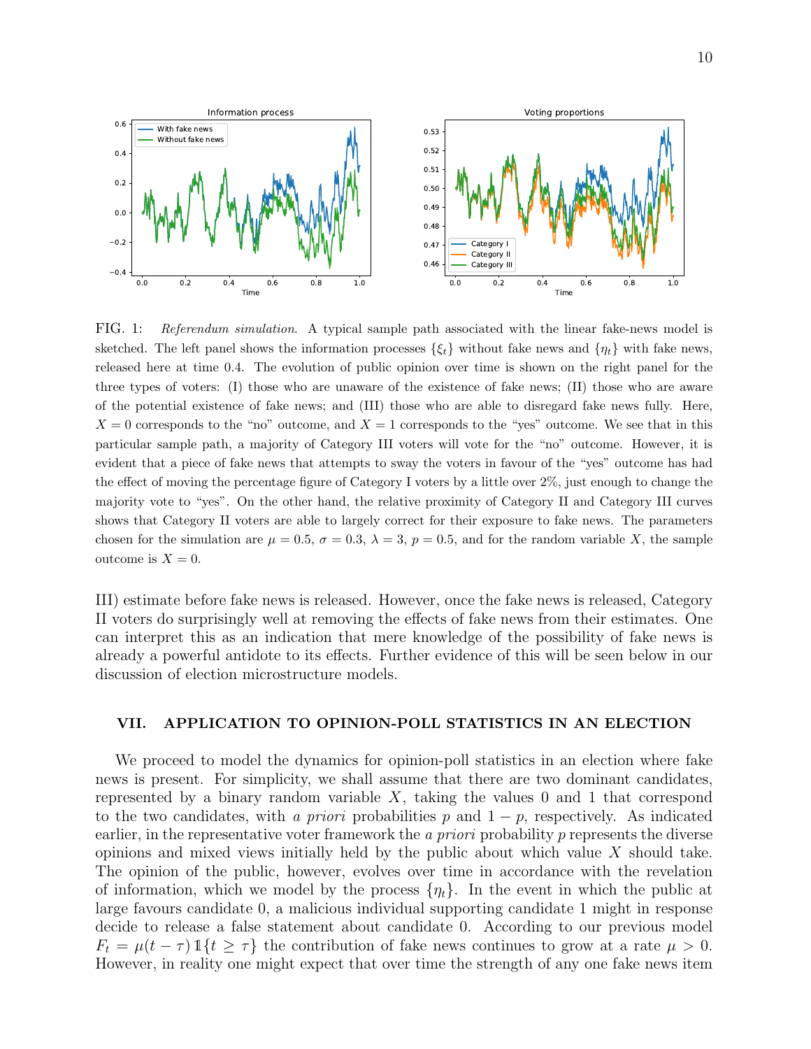FIG. 1: *Referendum simulation*. A typical sample path associated with the linear fake-news model is sketched. The left panel shows the information processes $\{\xi_t\}$ without fake news and $\{\eta_t\}$ with fake news, released here at time 0.4. The evolution of public opinion over time is shown on the right panel for the three types of voters: (I) those who are unaware of the existence of fake news; (II) those who are aware of the potential existence of fake news; and (III) those who are able to disregard fake news fully. Here, $X = 0$ corresponds to the "no" outcome, and $X = 1$ corresponds to the "yes" outcome. We see that in this particular sample path, a majority of Category III voters will vote for the "no" outcome. However, it is evident that a piece of fake news that attempts to sway the voters in favour of the "yes" outcome has had the effect of moving the percentage figure of Category I voters by a little over 2%, just enough to change the majority vote to "yes". On the other hand, the relative proximity of Category II and Category III curves shows that Category II voters are able to largely correct for their exposure to fake news. The parameters chosen for the simulation are $\mu = 0.5$, $\sigma = 0.3$, $\lambda = 3$, $p = 0.5$, and for the random variable $X$, the sample outcome is $X = 0$.

III) estimate before fake news is released. However, once the fake news is released, Category II voters do surprisingly well at removing the effects of fake news from their estimates. One can interpret this as an indication that mere knowledge of the possibility of fake news is already a powerful antidote to its effects. Further evidence of this will be seen below in our discussion of election microstructure models.

## VII. APPLICATION TO OPINION-POLL STATISTICS IN AN ELECTION

We proceed to model the dynamics for opinion-poll statistics in an election where fake news is present. For simplicity, we shall assume that there are two dominant candidates, represented by a binary random variable $X$, taking the values 0 and 1 that correspond to the two candidates, with *a priori* probabilities $p$ and $1 - p$, respectively. As indicated earlier, in the representative voter framework the *a priori* probability $p$ represents the diverse opinions and mixed views initially held by the public about which value $X$ should take. The opinion of the public, however, evolves over time in accordance with the revelation of information, which we model by the process $\{\eta_t\}$. In the event in which the public at large favours candidate 0, a malicious individual supporting candidate 1 might in response decide to release a false statement about candidate 0. According to our previous model $F_t = \mu(t - \tau)\,\mathbb{1}\{t \geq \tau\}$ the contribution of fake news continues to grow at a rate $\mu > 0$. However, in reality one might expect that over time the strength of any one fake news item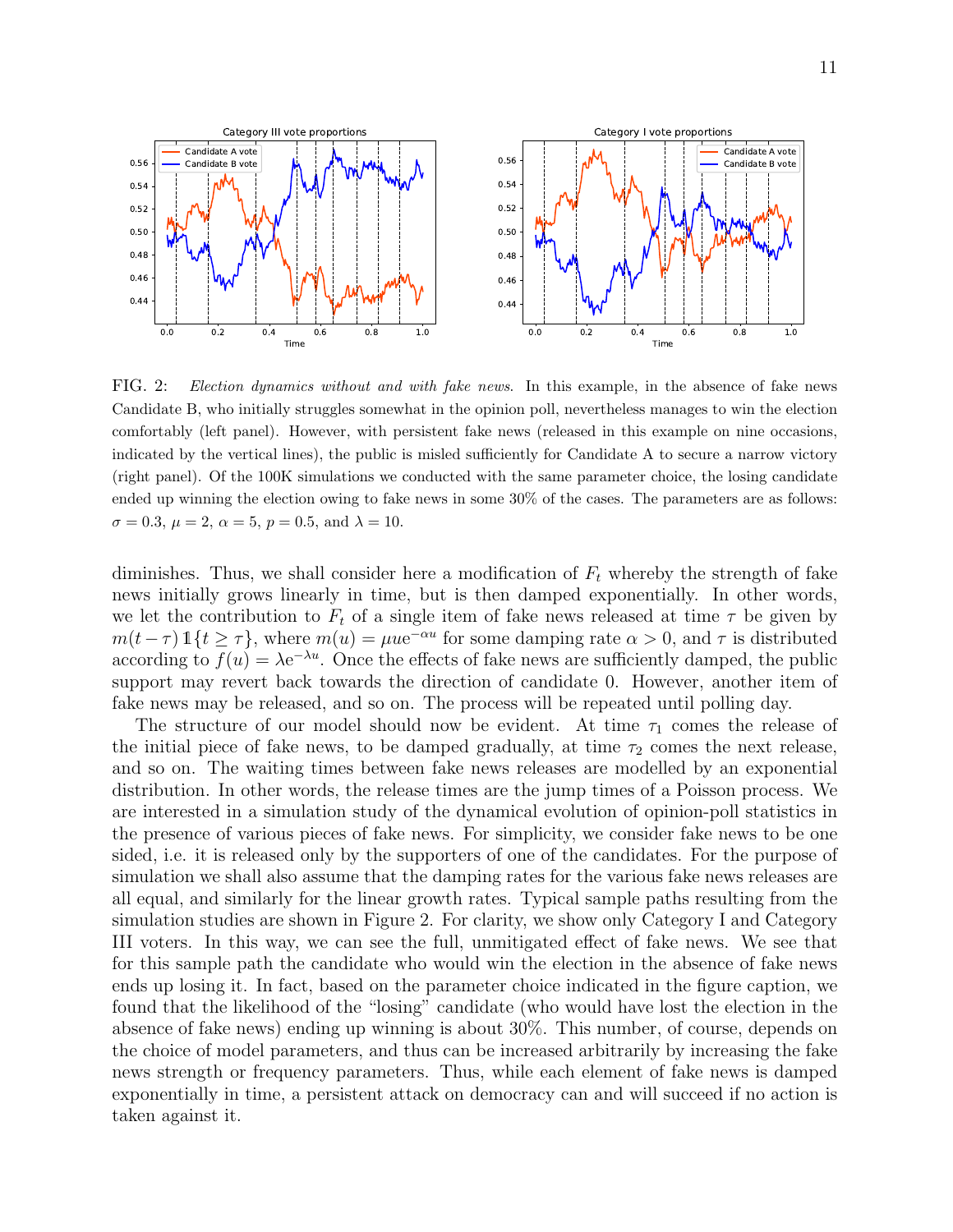FIG. 2: *Election dynamics without and with fake news.* In this example, in the absence of fake news Candidate B, who initially struggles somewhat in the opinion poll, nevertheless manages to win the election comfortably (left panel). However, with persistent fake news (released in this example on nine occasions, indicated by the vertical lines), the public is misled sufficiently for Candidate A to secure a narrow victory (right panel). Of the 100K simulations we conducted with the same parameter choice, the losing candidate ended up winning the election owing to fake news in some 30% of the cases. The parameters are as follows: $\sigma = 0.3$, $\mu = 2$, $\alpha = 5$, $p = 0.5$, and $\lambda = 10$.

diminishes. Thus, we shall consider here a modification of $F_t$ whereby the strength of fake news initially grows linearly in time, but is then damped exponentially. In other words, we let the contribution to $F_t$ of a single item of fake news released at time $\tau$ be given by $m(t-\tau)\,\mathbb{1}\{t \geq \tau\}$, where $m(u) = \mu u \mathrm{e}^{-\alpha u}$ for some damping rate $\alpha > 0$, and $\tau$ is distributed according to $f(u) = \lambda \mathrm{e}^{-\lambda u}$. Once the effects of fake news are sufficiently damped, the public support may revert back towards the direction of candidate 0. However, another item of fake news may be released, and so on. The process will be repeated until polling day.

The structure of our model should now be evident. At time $\tau_1$ comes the release of the initial piece of fake news, to be damped gradually, at time $\tau_2$ comes the next release, and so on. The waiting times between fake news releases are modelled by an exponential distribution. In other words, the release times are the jump times of a Poisson process. We are interested in a simulation study of the dynamical evolution of opinion-poll statistics in the presence of various pieces of fake news. For simplicity, we consider fake news to be one sided, i.e. it is released only by the supporters of one of the candidates. For the purpose of simulation we shall also assume that the damping rates for the various fake news releases are all equal, and similarly for the linear growth rates. Typical sample paths resulting from the simulation studies are shown in Figure 2. For clarity, we show only Category I and Category III voters. In this way, we can see the full, unmitigated effect of fake news. We see that for this sample path the candidate who would win the election in the absence of fake news ends up losing it. In fact, based on the parameter choice indicated in the figure caption, we found that the likelihood of the "losing" candidate (who would have lost the election in the absence of fake news) ending up winning is about 30%. This number, of course, depends on the choice of model parameters, and thus can be increased arbitrarily by increasing the fake news strength or frequency parameters. Thus, while each element of fake news is damped exponentially in time, a persistent attack on democracy can and will succeed if no action is taken against it.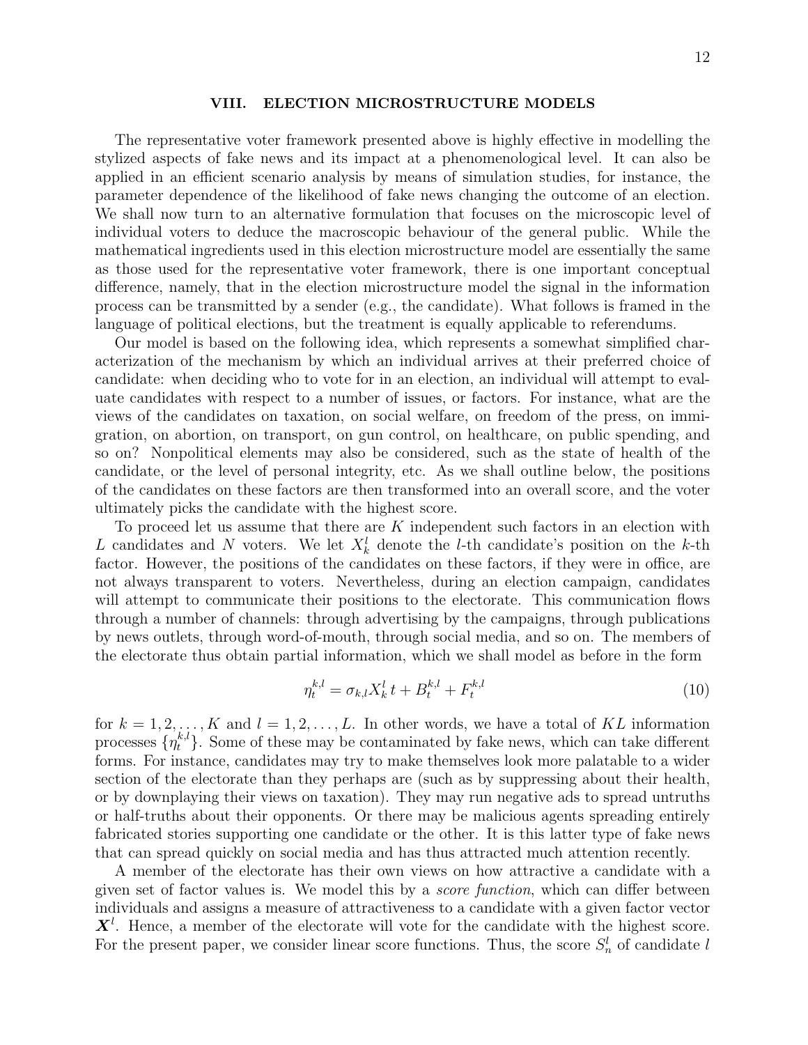## VIII. ELECTION MICROSTRUCTURE MODELS

The representative voter framework presented above is highly effective in modelling the stylized aspects of fake news and its impact at a phenomenological level. It can also be applied in an efficient scenario analysis by means of simulation studies, for instance, the parameter dependence of the likelihood of fake news changing the outcome of an election. We shall now turn to an alternative formulation that focuses on the microscopic level of individual voters to deduce the macroscopic behaviour of the general public. While the mathematical ingredients used in this election microstructure model are essentially the same as those used for the representative voter framework, there is one important conceptual difference, namely, that in the election microstructure model the signal in the information process can be transmitted by a sender (e.g., the candidate). What follows is framed in the language of political elections, but the treatment is equally applicable to referendums.

Our model is based on the following idea, which represents a somewhat simplified characterization of the mechanism by which an individual arrives at their preferred choice of candidate: when deciding who to vote for in an election, an individual will attempt to evaluate candidates with respect to a number of issues, or factors. For instance, what are the views of the candidates on taxation, on social welfare, on freedom of the press, on immigration, on abortion, on transport, on gun control, on healthcare, on public spending, and so on? Nonpolitical elements may also be considered, such as the state of health of the candidate, or the level of personal integrity, etc. As we shall outline below, the positions of the candidates on these factors are then transformed into an overall score, and the voter ultimately picks the candidate with the highest score.

To proceed let us assume that there are $K$ independent such factors in an election with $L$ candidates and $N$ voters. We let $X_k^l$ denote the $l$-th candidate's position on the $k$-th factor. However, the positions of the candidates on these factors, if they were in office, are not always transparent to voters. Nevertheless, during an election campaign, candidates will attempt to communicate their positions to the electorate. This communication flows through a number of channels: through advertising by the campaigns, through publications by news outlets, through word-of-mouth, through social media, and so on. The members of the electorate thus obtain partial information, which we shall model as before in the form

$$\eta_t^{k,l} = \sigma_{k,l} X_k^l \, t + B_t^{k,l} + F_t^{k,l} \tag{10}$$

for $k = 1, 2, \ldots, K$ and $l = 1, 2, \ldots, L$. In other words, we have a total of $KL$ information processes $\{\eta_t^{k,l}\}$. Some of these may be contaminated by fake news, which can take different forms. For instance, candidates may try to make themselves look more palatable to a wider section of the electorate than they perhaps are (such as by suppressing about their health, or by downplaying their views on taxation). They may run negative ads to spread untruths or half-truths about their opponents. Or there may be malicious agents spreading entirely fabricated stories supporting one candidate or the other. It is this latter type of fake news that can spread quickly on social media and has thus attracted much attention recently.

A member of the electorate has their own views on how attractive a candidate with a given set of factor values is. We model this by a *score function*, which can differ between individuals and assigns a measure of attractiveness to a candidate with a given factor vector $\boldsymbol{X}^l$. Hence, a member of the electorate will vote for the candidate with the highest score. For the present paper, we consider linear score functions. Thus, the score $S_n^l$ of candidate $l$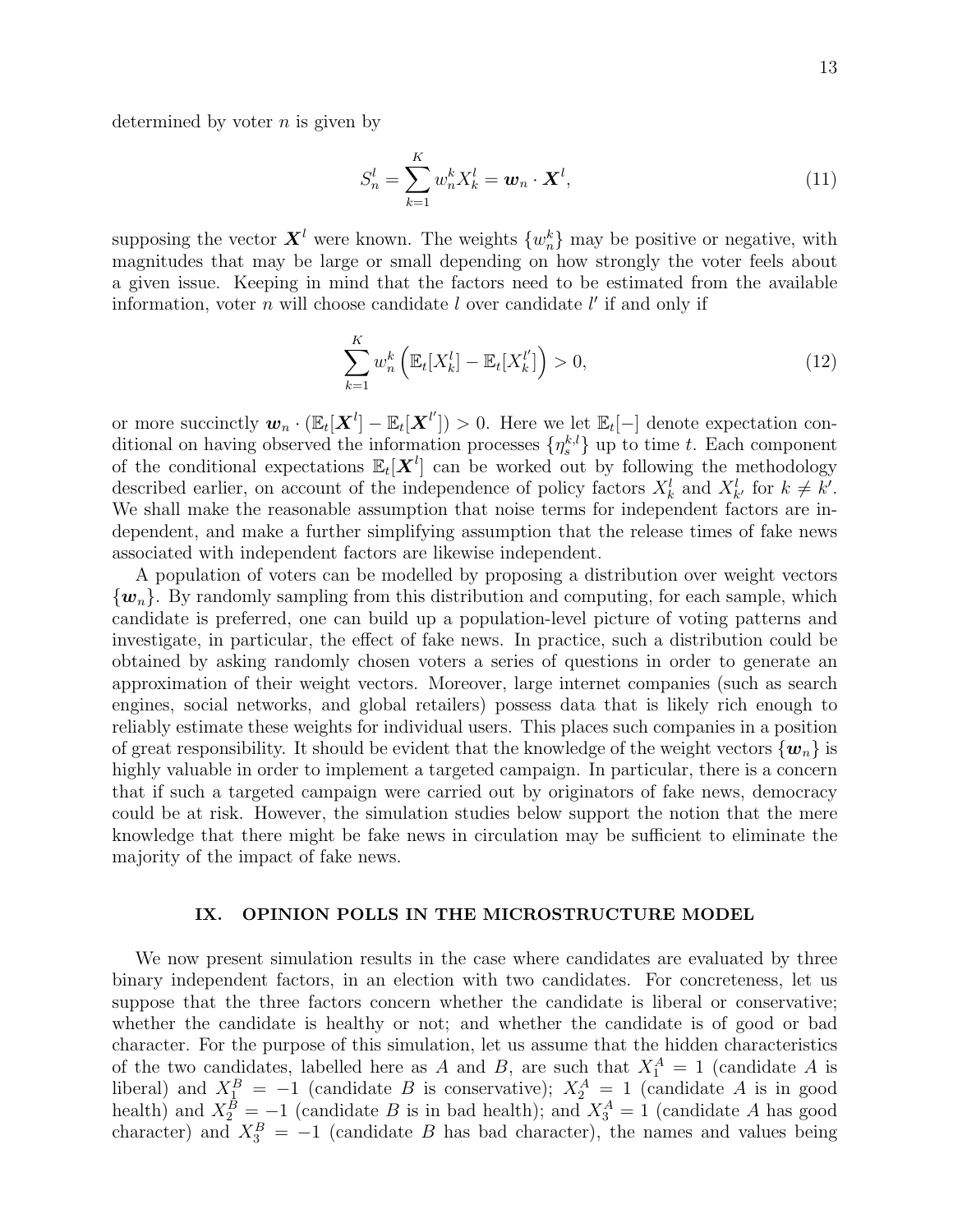determined by voter $n$ is given by

$$S_n^l = \sum_{k=1}^{K} w_n^k X_k^l = \boldsymbol{w}_n \cdot \boldsymbol{X}^l, \tag{11}$$

supposing the vector $\boldsymbol{X}^l$ were known. The weights $\{w_n^k\}$ may be positive or negative, with magnitudes that may be large or small depending on how strongly the voter feels about a given issue. Keeping in mind that the factors need to be estimated from the available information, voter $n$ will choose candidate $l$ over candidate $l'$ if and only if

$$\sum_{k=1}^{K} w_n^k \left( \mathbb{E}_t[X_k^l] - \mathbb{E}_t[X_k^{l'}] \right) > 0, \tag{12}$$

or more succinctly $\boldsymbol{w}_n \cdot (\mathbb{E}_t[\boldsymbol{X}^l] - \mathbb{E}_t[\boldsymbol{X}^{l'}]) > 0$. Here we let $\mathbb{E}_t[-]$ denote expectation conditional on having observed the information processes $\{\eta_s^{k,l}\}$ up to time $t$. Each component of the conditional expectations $\mathbb{E}_t[\boldsymbol{X}^l]$ can be worked out by following the methodology described earlier, on account of the independence of policy factors $X_k^l$ and $X_{k'}^l$ for $k \neq k'$. We shall make the reasonable assumption that noise terms for independent factors are independent, and make a further simplifying assumption that the release times of fake news associated with independent factors are likewise independent.

A population of voters can be modelled by proposing a distribution over weight vectors $\{\boldsymbol{w}_n\}$. By randomly sampling from this distribution and computing, for each sample, which candidate is preferred, one can build up a population-level picture of voting patterns and investigate, in particular, the effect of fake news. In practice, such a distribution could be obtained by asking randomly chosen voters a series of questions in order to generate an approximation of their weight vectors. Moreover, large internet companies (such as search engines, social networks, and global retailers) possess data that is likely rich enough to reliably estimate these weights for individual users. This places such companies in a position of great responsibility. It should be evident that the knowledge of the weight vectors $\{\boldsymbol{w}_n\}$ is highly valuable in order to implement a targeted campaign. In particular, there is a concern that if such a targeted campaign were carried out by originators of fake news, democracy could be at risk. However, the simulation studies below support the notion that the mere knowledge that there might be fake news in circulation may be sufficient to eliminate the majority of the impact of fake news.

## IX. OPINION POLLS IN THE MICROSTRUCTURE MODEL

We now present simulation results in the case where candidates are evaluated by three binary independent factors, in an election with two candidates. For concreteness, let us suppose that the three factors concern whether the candidate is liberal or conservative; whether the candidate is healthy or not; and whether the candidate is of good or bad character. For the purpose of this simulation, let us assume that the hidden characteristics of the two candidates, labelled here as $A$ and $B$, are such that $X_1^A = 1$ (candidate $A$ is liberal) and $X_1^B = -1$ (candidate $B$ is conservative); $X_2^A = 1$ (candidate $A$ is in good health) and $X_2^B = -1$ (candidate $B$ is in bad health); and $X_3^A = 1$ (candidate $A$ has good character) and $X_3^B = -1$ (candidate $B$ has bad character), the names and values being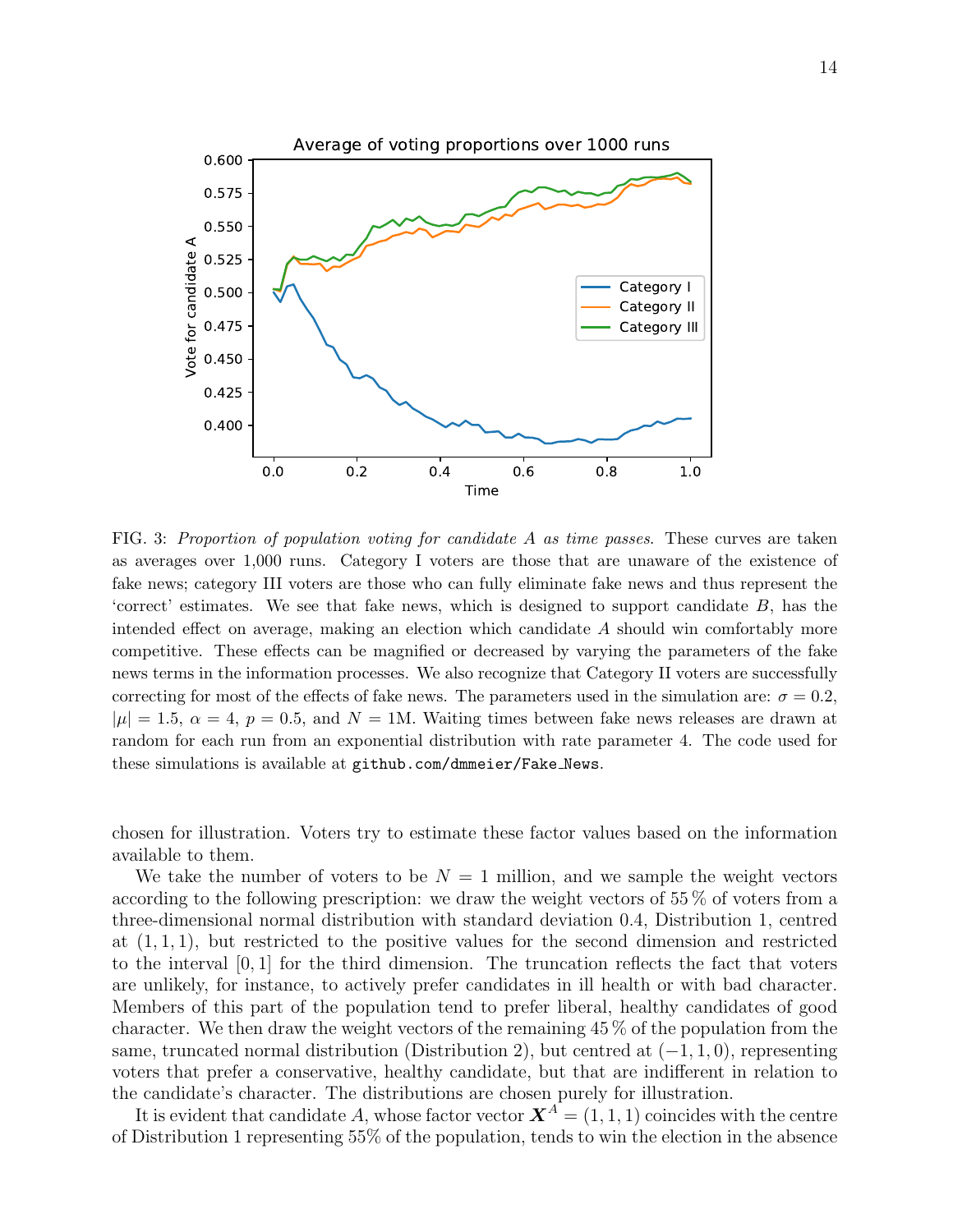FIG. 3: *Proportion of population voting for candidate A as time passes.* These curves are taken as averages over 1,000 runs. Category I voters are those that are unaware of the existence of fake news; category III voters are those who can fully eliminate fake news and thus represent the 'correct' estimates. We see that fake news, which is designed to support candidate $B$, has the intended effect on average, making an election which candidate $A$ should win comfortably more competitive. These effects can be magnified or decreased by varying the parameters of the fake news terms in the information processes. We also recognize that Category II voters are successfully correcting for most of the effects of fake news. The parameters used in the simulation are: $\sigma = 0.2$, $|\mu| = 1.5$, $\alpha = 4$, $p = 0.5$, and $N = 1$M. Waiting times between fake news releases are drawn at random for each run from an exponential distribution with rate parameter 4. The code used for these simulations is available at `github.com/dmmeier/Fake_News`.

chosen for illustration. Voters try to estimate these factor values based on the information available to them.

We take the number of voters to be $N = 1$ million, and we sample the weight vectors according to the following prescription: we draw the weight vectors of 55 % of voters from a three-dimensional normal distribution with standard deviation 0.4, Distribution 1, centred at $(1, 1, 1)$, but restricted to the positive values for the second dimension and restricted to the interval $[0, 1]$ for the third dimension. The truncation reflects the fact that voters are unlikely, for instance, to actively prefer candidates in ill health or with bad character. Members of this part of the population tend to prefer liberal, healthy candidates of good character. We then draw the weight vectors of the remaining 45 % of the population from the same, truncated normal distribution (Distribution 2), but centred at $(-1, 1, 0)$, representing voters that prefer a conservative, healthy candidate, but that are indifferent in relation to the candidate's character. The distributions are chosen purely for illustration.

It is evident that candidate $A$, whose factor vector $\boldsymbol{X}^A = (1, 1, 1)$ coincides with the centre of Distribution 1 representing 55% of the population, tends to win the election in the absence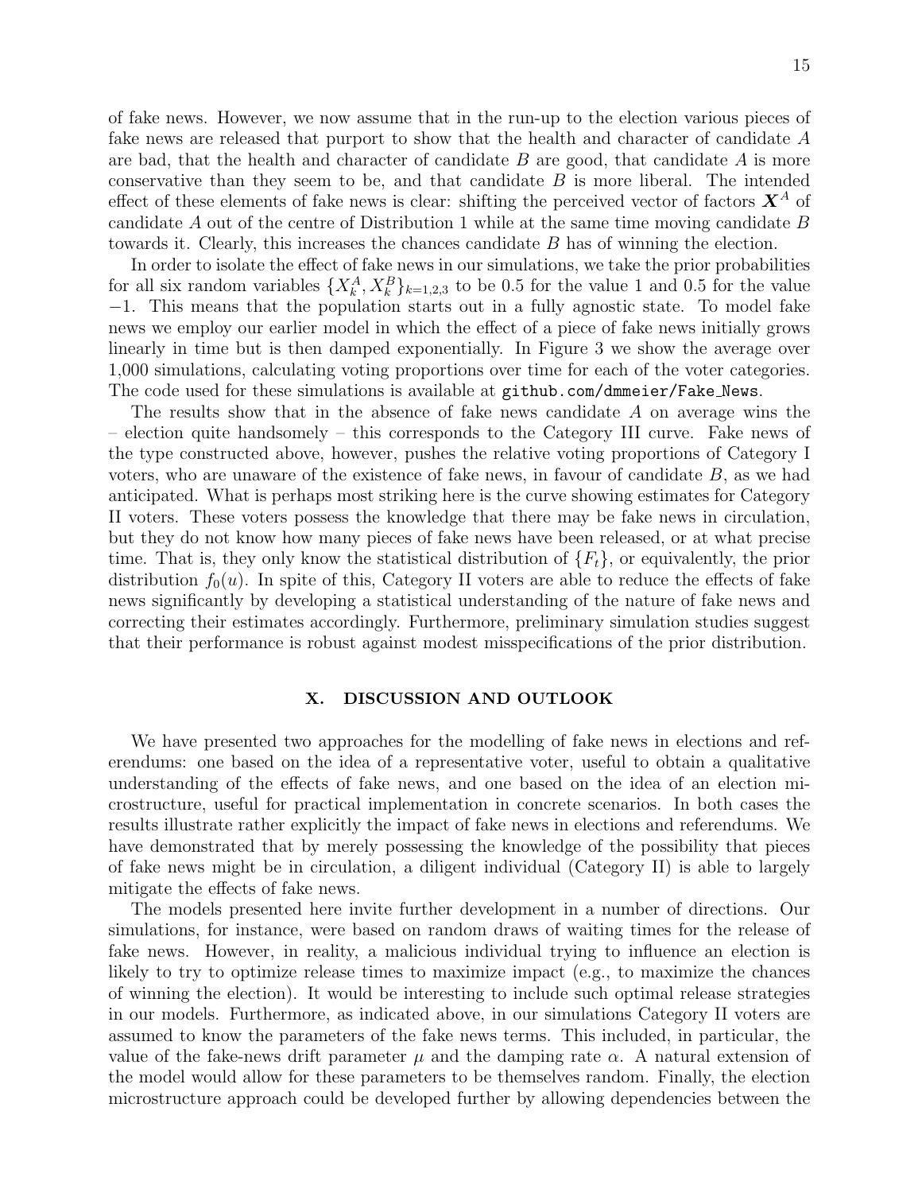of fake news. However, we now assume that in the run-up to the election various pieces of fake news are released that purport to show that the health and character of candidate $A$ are bad, that the health and character of candidate $B$ are good, that candidate $A$ is more conservative than they seem to be, and that candidate $B$ is more liberal. The intended effect of these elements of fake news is clear: shifting the perceived vector of factors $\boldsymbol{X}^A$ of candidate $A$ out of the centre of Distribution 1 while at the same time moving candidate $B$ towards it. Clearly, this increases the chances candidate $B$ has of winning the election.

In order to isolate the effect of fake news in our simulations, we take the prior probabilities for all six random variables $\{X_k^A, X_k^B\}_{k=1,2,3}$ to be 0.5 for the value 1 and 0.5 for the value $-1$. This means that the population starts out in a fully agnostic state. To model fake news we employ our earlier model in which the effect of a piece of fake news initially grows linearly in time but is then damped exponentially. In Figure 3 we show the average over 1,000 simulations, calculating voting proportions over time for each of the voter categories. The code used for these simulations is available at `github.com/dmmeier/Fake_News`.

The results show that in the absence of fake news candidate $A$ on average wins the – election quite handsomely – this corresponds to the Category III curve. Fake news of the type constructed above, however, pushes the relative voting proportions of Category I voters, who are unaware of the existence of fake news, in favour of candidate $B$, as we had anticipated. What is perhaps most striking here is the curve showing estimates for Category II voters. These voters possess the knowledge that there may be fake news in circulation, but they do not know how many pieces of fake news have been released, or at what precise time. That is, they only know the statistical distribution of $\{F_t\}$, or equivalently, the prior distribution $f_0(u)$. In spite of this, Category II voters are able to reduce the effects of fake news significantly by developing a statistical understanding of the nature of fake news and correcting their estimates accordingly. Furthermore, preliminary simulation studies suggest that their performance is robust against modest misspecifications of the prior distribution.

## X. DISCUSSION AND OUTLOOK

We have presented two approaches for the modelling of fake news in elections and referendums: one based on the idea of a representative voter, useful to obtain a qualitative understanding of the effects of fake news, and one based on the idea of an election microstructure, useful for practical implementation in concrete scenarios. In both cases the results illustrate rather explicitly the impact of fake news in elections and referendums. We have demonstrated that by merely possessing the knowledge of the possibility that pieces of fake news might be in circulation, a diligent individual (Category II) is able to largely mitigate the effects of fake news.

The models presented here invite further development in a number of directions. Our simulations, for instance, were based on random draws of waiting times for the release of fake news. However, in reality, a malicious individual trying to influence an election is likely to try to optimize release times to maximize impact (e.g., to maximize the chances of winning the election). It would be interesting to include such optimal release strategies in our models. Furthermore, as indicated above, in our simulations Category II voters are assumed to know the parameters of the fake news terms. This included, in particular, the value of the fake-news drift parameter $\mu$ and the damping rate $\alpha$. A natural extension of the model would allow for these parameters to be themselves random. Finally, the election microstructure approach could be developed further by allowing dependencies between the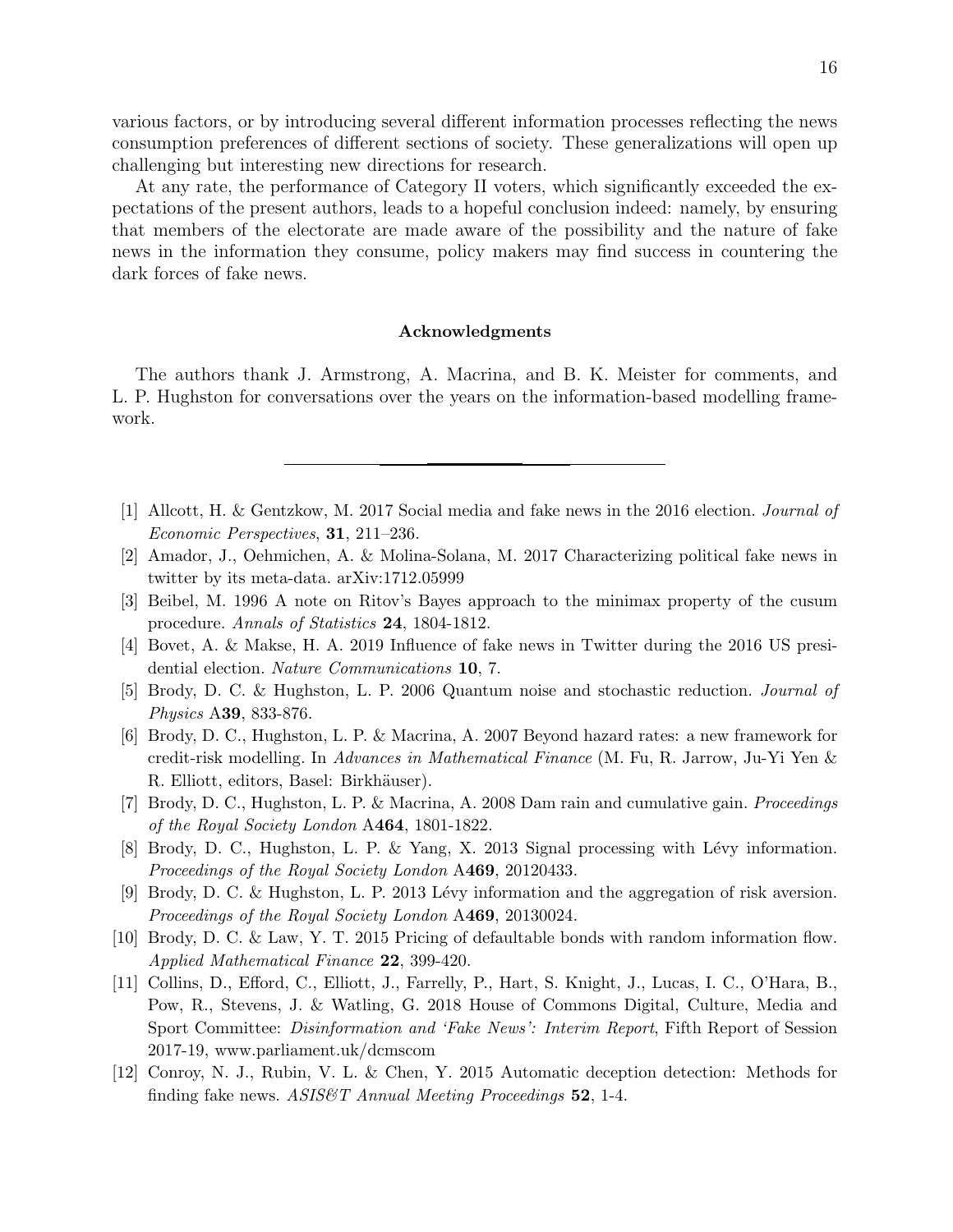various factors, or by introducing several different information processes reflecting the news consumption preferences of different sections of society. These generalizations will open up challenging but interesting new directions for research.

At any rate, the performance of Category II voters, which significantly exceeded the expectations of the present authors, leads to a hopeful conclusion indeed: namely, by ensuring that members of the electorate are made aware of the possibility and the nature of fake news in the information they consume, policy makers may find success in countering the dark forces of fake news.

## Acknowledgments

The authors thank J. Armstrong, A. Macrina, and B. K. Meister for comments, and L. P. Hughston for conversations over the years on the information-based modelling framework.

---

[1] Allcott, H. & Gentzkow, M. 2017 Social media and fake news in the 2016 election. *Journal of Economic Perspectives*, **31**, 211–236.

[2] Amador, J., Oehmichen, A. & Molina-Solana, M. 2017 Characterizing political fake news in twitter by its meta-data. arXiv:1712.05999

[3] Beibel, M. 1996 A note on Ritov's Bayes approach to the minimax property of the cusum procedure. *Annals of Statistics* **24**, 1804-1812.

[4] Bovet, A. & Makse, H. A. 2019 Influence of fake news in Twitter during the 2016 US presidential election. *Nature Communications* **10**, 7.

[5] Brody, D. C. & Hughston, L. P. 2006 Quantum noise and stochastic reduction. *Journal of Physics* A**39**, 833-876.

[6] Brody, D. C., Hughston, L. P. & Macrina, A. 2007 Beyond hazard rates: a new framework for credit-risk modelling. In *Advances in Mathematical Finance* (M. Fu, R. Jarrow, Ju-Yi Yen & R. Elliott, editors, Basel: Birkhäuser).

[7] Brody, D. C., Hughston, L. P. & Macrina, A. 2008 Dam rain and cumulative gain. *Proceedings of the Royal Society London* A**464**, 1801-1822.

[8] Brody, D. C., Hughston, L. P. & Yang, X. 2013 Signal processing with Lévy information. *Proceedings of the Royal Society London* A**469**, 20120433.

[9] Brody, D. C. & Hughston, L. P. 2013 Lévy information and the aggregation of risk aversion. *Proceedings of the Royal Society London* A**469**, 20130024.

[10] Brody, D. C. & Law, Y. T. 2015 Pricing of defaultable bonds with random information flow. *Applied Mathematical Finance* **22**, 399-420.

[11] Collins, D., Efford, C., Elliott, J., Farrelly, P., Hart, S. Knight, J., Lucas, I. C., O'Hara, B., Pow, R., Stevens, J. & Watling, G. 2018 House of Commons Digital, Culture, Media and Sport Committee: *Disinformation and 'Fake News': Interim Report*, Fifth Report of Session 2017-19, www.parliament.uk/dcmscom

[12] Conroy, N. J., Rubin, V. L. & Chen, Y. 2015 Automatic deception detection: Methods for finding fake news. *ASIS&T Annual Meeting Proceedings* **52**, 1-4.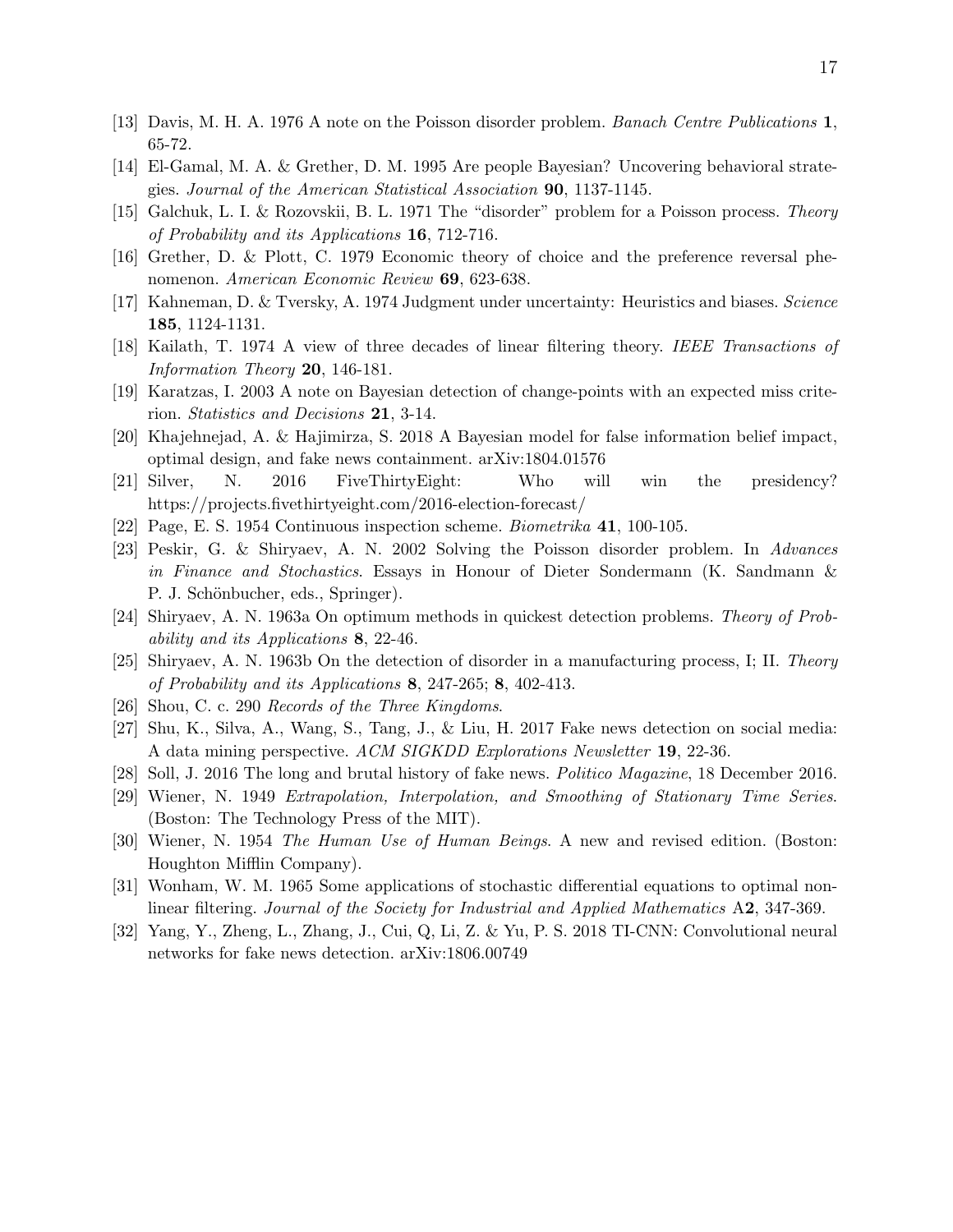[13] Davis, M. H. A. 1976 A note on the Poisson disorder problem. *Banach Centre Publications* **1**, 65-72.

[14] El-Gamal, M. A. & Grether, D. M. 1995 Are people Bayesian? Uncovering behavioral strategies. *Journal of the American Statistical Association* **90**, 1137-1145.

[15] Galchuk, L. I. & Rozovskii, B. L. 1971 The "disorder" problem for a Poisson process. *Theory of Probability and its Applications* **16**, 712-716.

[16] Grether, D. & Plott, C. 1979 Economic theory of choice and the preference reversal phenomenon. *American Economic Review* **69**, 623-638.

[17] Kahneman, D. & Tversky, A. 1974 Judgment under uncertainty: Heuristics and biases. *Science* **185**, 1124-1131.

[18] Kailath, T. 1974 A view of three decades of linear filtering theory. *IEEE Transactions of Information Theory* **20**, 146-181.

[19] Karatzas, I. 2003 A note on Bayesian detection of change-points with an expected miss criterion. *Statistics and Decisions* **21**, 3-14.

[20] Khajehnejad, A. & Hajimirza, S. 2018 A Bayesian model for false information belief impact, optimal design, and fake news containment. arXiv:1804.01576

[21] Silver, N. 2016 FiveThirtyEight: Who will win the presidency? https://projects.fivethirtyeight.com/2016-election-forecast/

[22] Page, E. S. 1954 Continuous inspection scheme. *Biometrika* **41**, 100-105.

[23] Peskir, G. & Shiryaev, A. N. 2002 Solving the Poisson disorder problem. In *Advances in Finance and Stochastics*. Essays in Honour of Dieter Sondermann (K. Sandmann & P. J. Schönbucher, eds., Springer).

[24] Shiryaev, A. N. 1963a On optimum methods in quickest detection problems. *Theory of Probability and its Applications* **8**, 22-46.

[25] Shiryaev, A. N. 1963b On the detection of disorder in a manufacturing process, I; II. *Theory of Probability and its Applications* **8**, 247-265; **8**, 402-413.

[26] Shou, C. c. 290 *Records of the Three Kingdoms*.

[27] Shu, K., Silva, A., Wang, S., Tang, J., & Liu, H. 2017 Fake news detection on social media: A data mining perspective. *ACM SIGKDD Explorations Newsletter* **19**, 22-36.

[28] Soll, J. 2016 The long and brutal history of fake news. *Politico Magazine*, 18 December 2016.

[29] Wiener, N. 1949 *Extrapolation, Interpolation, and Smoothing of Stationary Time Series*. (Boston: The Technology Press of the MIT).

[30] Wiener, N. 1954 *The Human Use of Human Beings*. A new and revised edition. (Boston: Houghton Mifflin Company).

[31] Wonham, W. M. 1965 Some applications of stochastic differential equations to optimal nonlinear filtering. *Journal of the Society for Industrial and Applied Mathematics* A**2**, 347-369.

[32] Yang, Y., Zheng, L., Zhang, J., Cui, Q, Li, Z. & Yu, P. S. 2018 TI-CNN: Convolutional neural networks for fake news detection. arXiv:1806.00749